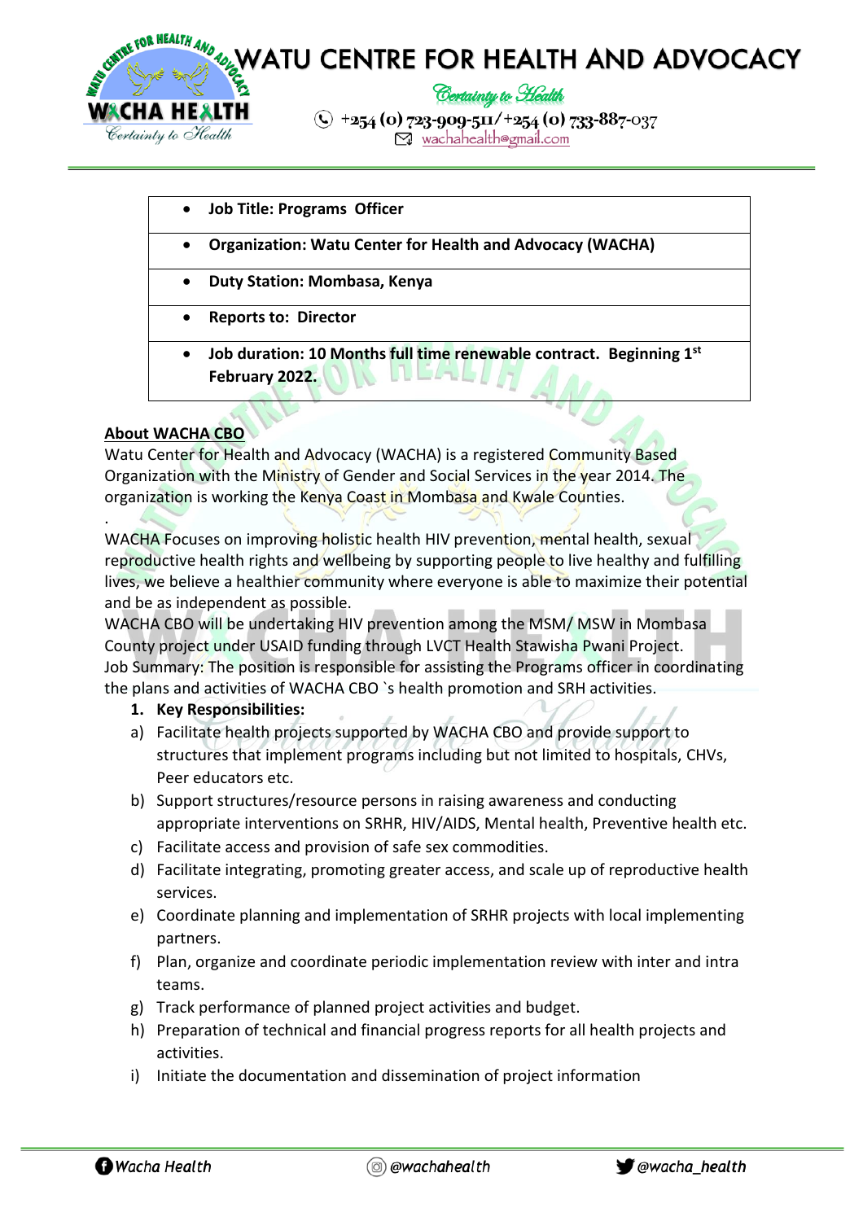# WATU CENTRE FOR HEALTH AND ADVOCACY

*Certainty to Health*

+254 (0) 723-909-511/+254 (0) 733-887-037

wachahealth@gmail.com

| |
|---|
| • **Job Title: Programs Officer** |
| • **Organization: Watu Center for Health and Advocacy (WACHA)** |
| • **Duty Station: Mombasa, Kenya** |
| • **Reports to: Director** |
| • **Job duration: 10 Months full time renewable contract. Beginning 1st February 2022.** |

**About WACHA CBO**

Watu Center for Health and Advocacy (WACHA) is a registered Community Based Organization with the Ministry of Gender and Social Services in the year 2014. The organization is working the Kenya Coast in Mombasa and Kwale Counties.

.

WACHA Focuses on improving holistic health HIV prevention, mental health, sexual reproductive health rights and wellbeing by supporting people to live healthy and fulfilling lives, we believe a healthier community where everyone is able to maximize their potential and be as independent as possible.

WACHA CBO will be undertaking HIV prevention among the MSM/ MSW in Mombasa County project under USAID funding through LVCT Health Stawisha Pwani Project.

Job Summary: The position is responsible for assisting the Programs officer in coordinating the plans and activities of WACHA CBO `s health promotion and SRH activities.

1. **Key Responsibilities:**

a) Facilitate health projects supported by WACHA CBO and provide support to structures that implement programs including but not limited to hospitals, CHVs, Peer educators etc.

b) Support structures/resource persons in raising awareness and conducting appropriate interventions on SRHR, HIV/AIDS, Mental health, Preventive health etc.

c) Facilitate access and provision of safe sex commodities.

d) Facilitate integrating, promoting greater access, and scale up of reproductive health services.

e) Coordinate planning and implementation of SRHR projects with local implementing partners.

f) Plan, organize and coordinate periodic implementation review with inter and intra teams.

g) Track performance of planned project activities and budget.

h) Preparation of technical and financial progress reports for all health projects and activities.

i) Initiate the documentation and dissemination of project information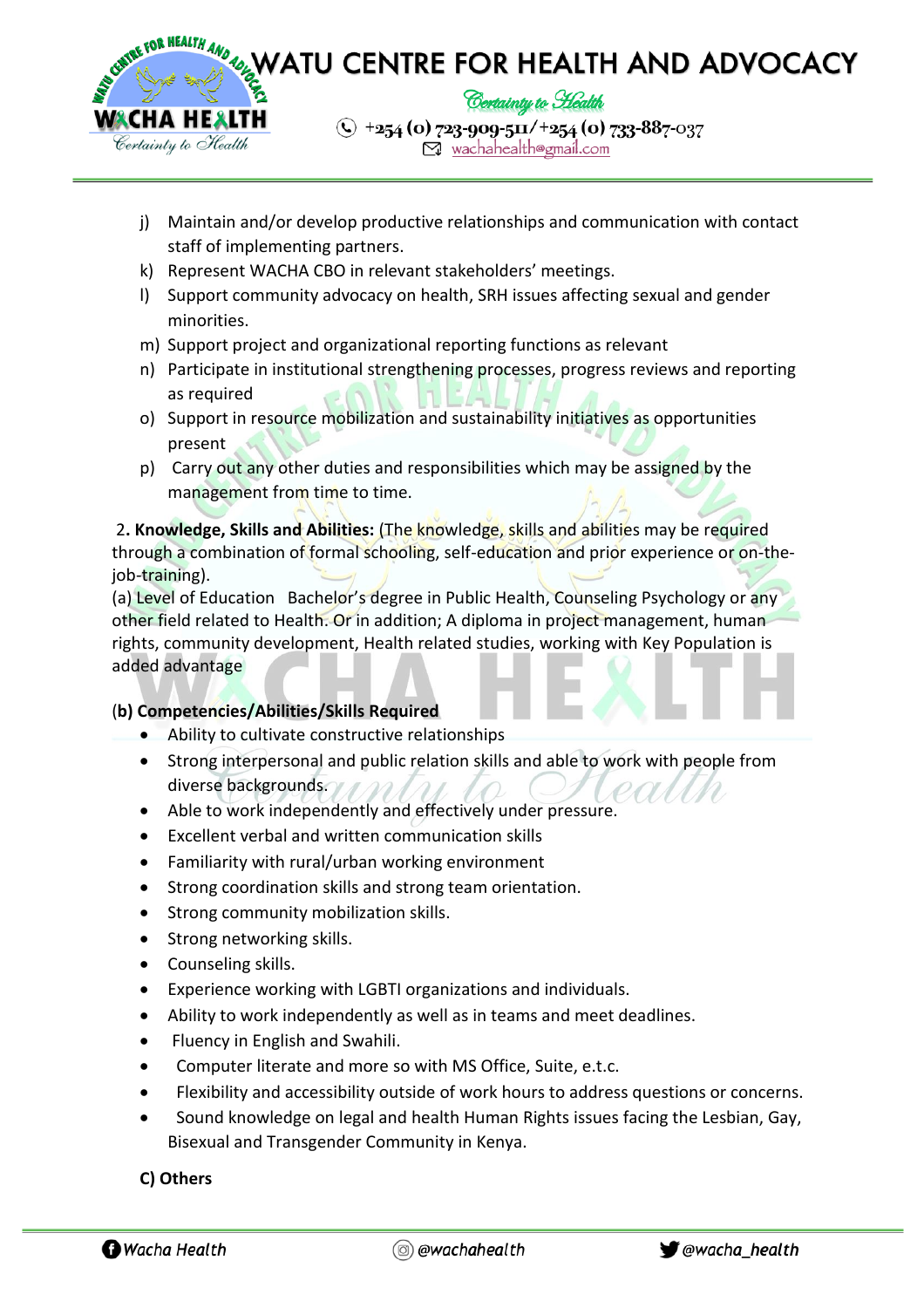j) Maintain and/or develop productive relationships and communication with contact staff of implementing partners.
k) Represent WACHA CBO in relevant stakeholders' meetings.
l) Support community advocacy on health, SRH issues affecting sexual and gender minorities.
m) Support project and organizational reporting functions as relevant
n) Participate in institutional strengthening processes, progress reviews and reporting as required
o) Support in resource mobilization and sustainability initiatives as opportunities present
p) Carry out any other duties and responsibilities which may be assigned by the management from time to time.

2**. Knowledge, Skills and Abilities:** (The knowledge, skills and abilities may be required through a combination of formal schooling, self-education and prior experience or on-the-job-training).

(a) Level of Education Bachelor's degree in Public Health, Counseling Psychology or any other field related to Health. Or in addition; A diploma in project management, human rights, community development, Health related studies, working with Key Population is added advantage

(**b) Competencies/Abilities/Skills Required**

- Ability to cultivate constructive relationships
- Strong interpersonal and public relation skills and able to work with people from diverse backgrounds.
- Able to work independently and effectively under pressure.
- Excellent verbal and written communication skills
- Familiarity with rural/urban working environment
- Strong coordination skills and strong team orientation.
- Strong community mobilization skills.
- Strong networking skills.
- Counseling skills.
- Experience working with LGBTI organizations and individuals.
- Ability to work independently as well as in teams and meet deadlines.
- Fluency in English and Swahili.
- Computer literate and more so with MS Office, Suite, e.t.c.
- Flexibility and accessibility outside of work hours to address questions or concerns.
- Sound knowledge on legal and health Human Rights issues facing the Lesbian, Gay, Bisexual and Transgender Community in Kenya.

**C) Others**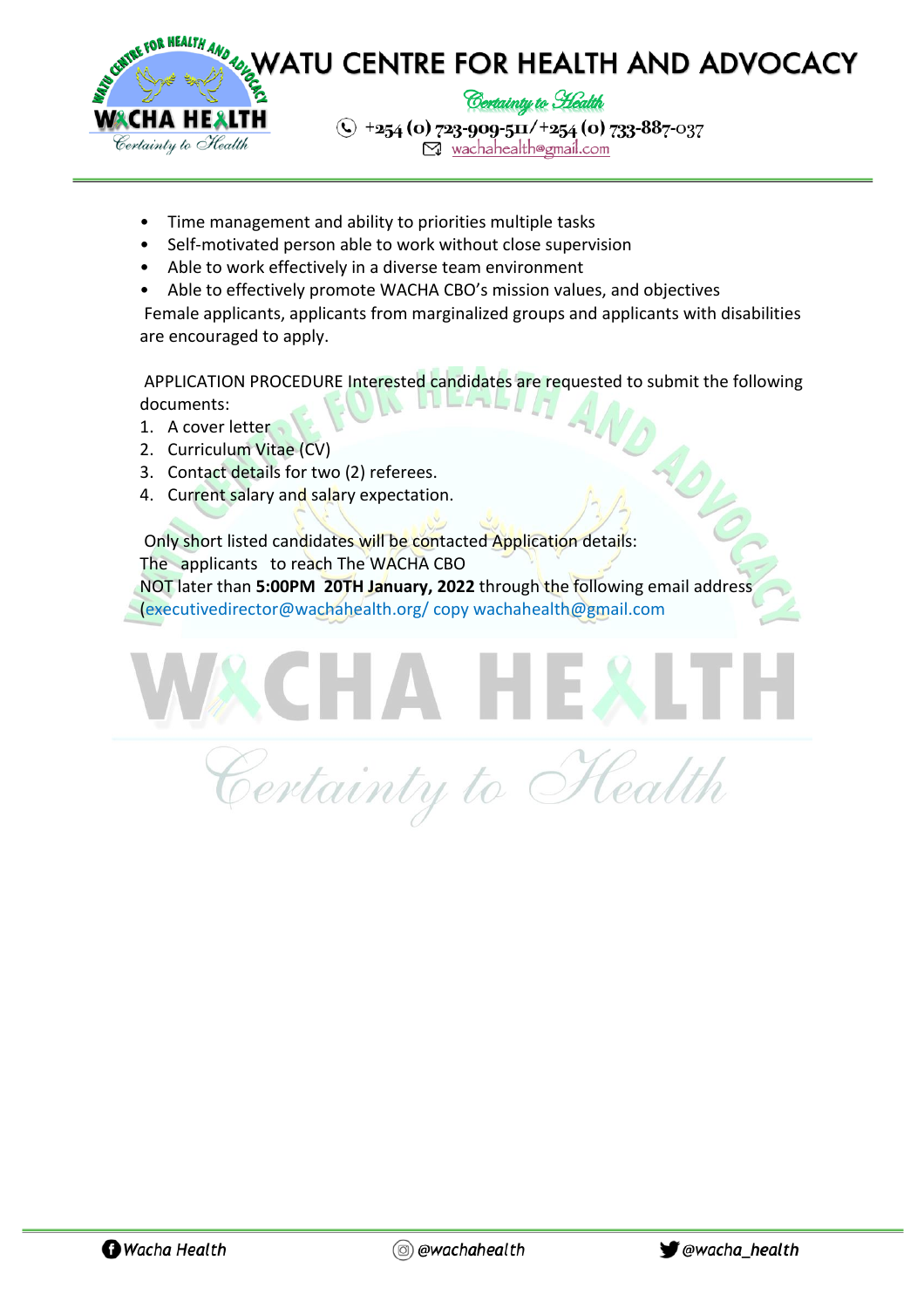- Time management and ability to priorities multiple tasks
- Self-motivated person able to work without close supervision
- Able to work effectively in a diverse team environment
- Able to effectively promote WACHA CBO's mission values, and objectives

Female applicants, applicants from marginalized groups and applicants with disabilities are encouraged to apply.

APPLICATION PROCEDURE Interested candidates are requested to submit the following documents:

1. A cover letter
2. Curriculum Vitae (CV)
3. Contact details for two (2) referees.
4. Current salary and salary expectation.

Only short listed candidates will be contacted Application details:
The applicants to reach The WACHA CBO
NOT later than **5:00PM 20TH January, 2022** through the following email address (executivedirector@wachahealth.org/ copy wachahealth@gmail.com